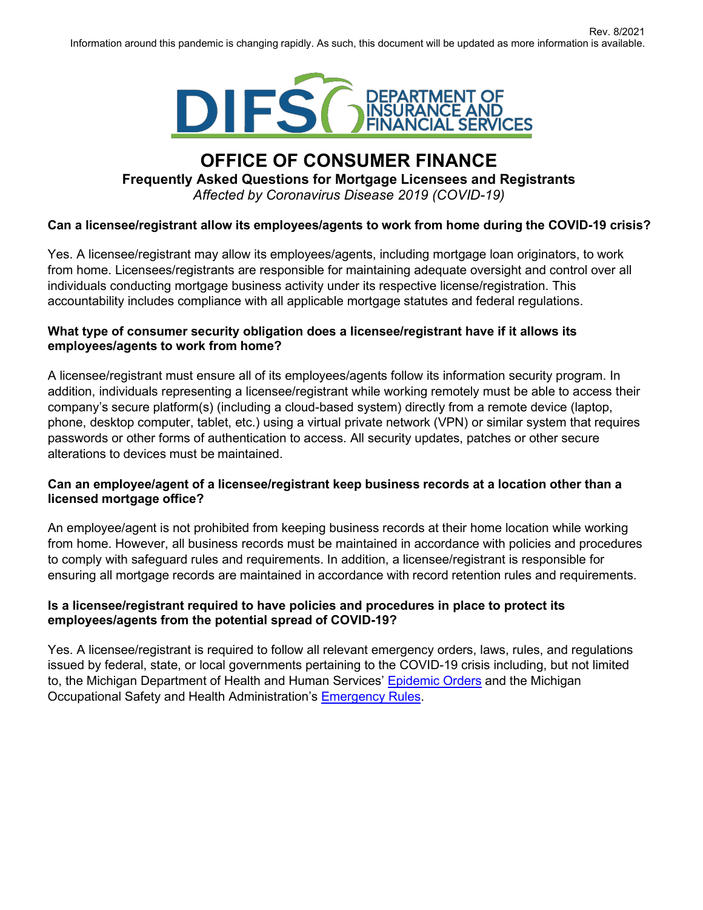Rev. 8/2021

Information around this pandemic is changing rapidly. As such, this document will be updated as more information is available.

DIFS DEPARTMENT OF INSURANCE AND FINANCIAL SERVICES

# OFFICE OF CONSUMER FINANCE

## Frequently Asked Questions for Mortgage Licensees and Registrants

*Affected by Coronavirus Disease 2019 (COVID-19)*

**Can a licensee/registrant allow its employees/agents to work from home during the COVID-19 crisis?**

Yes. A licensee/registrant may allow its employees/agents, including mortgage loan originators, to work from home. Licensees/registrants are responsible for maintaining adequate oversight and control over all individuals conducting mortgage business activity under its respective license/registration. This accountability includes compliance with all applicable mortgage statutes and federal regulations.

**What type of consumer security obligation does a licensee/registrant have if it allows its employees/agents to work from home?**

A licensee/registrant must ensure all of its employees/agents follow its information security program. In addition, individuals representing a licensee/registrant while working remotely must be able to access their company's secure platform(s) (including a cloud-based system) directly from a remote device (laptop, phone, desktop computer, tablet, etc.) using a virtual private network (VPN) or similar system that requires passwords or other forms of authentication to access. All security updates, patches or other secure alterations to devices must be maintained.

**Can an employee/agent of a licensee/registrant keep business records at a location other than a licensed mortgage office?**

An employee/agent is not prohibited from keeping business records at their home location while working from home. However, all business records must be maintained in accordance with policies and procedures to comply with safeguard rules and requirements. In addition, a licensee/registrant is responsible for ensuring all mortgage records are maintained in accordance with record retention rules and requirements.

**Is a licensee/registrant required to have policies and procedures in place to protect its employees/agents from the potential spread of COVID-19?**

Yes. A licensee/registrant is required to follow all relevant emergency orders, laws, rules, and regulations issued by federal, state, or local governments pertaining to the COVID-19 crisis including, but not limited to, the Michigan Department of Health and Human Services' Epidemic Orders and the Michigan Occupational Safety and Health Administration's Emergency Rules.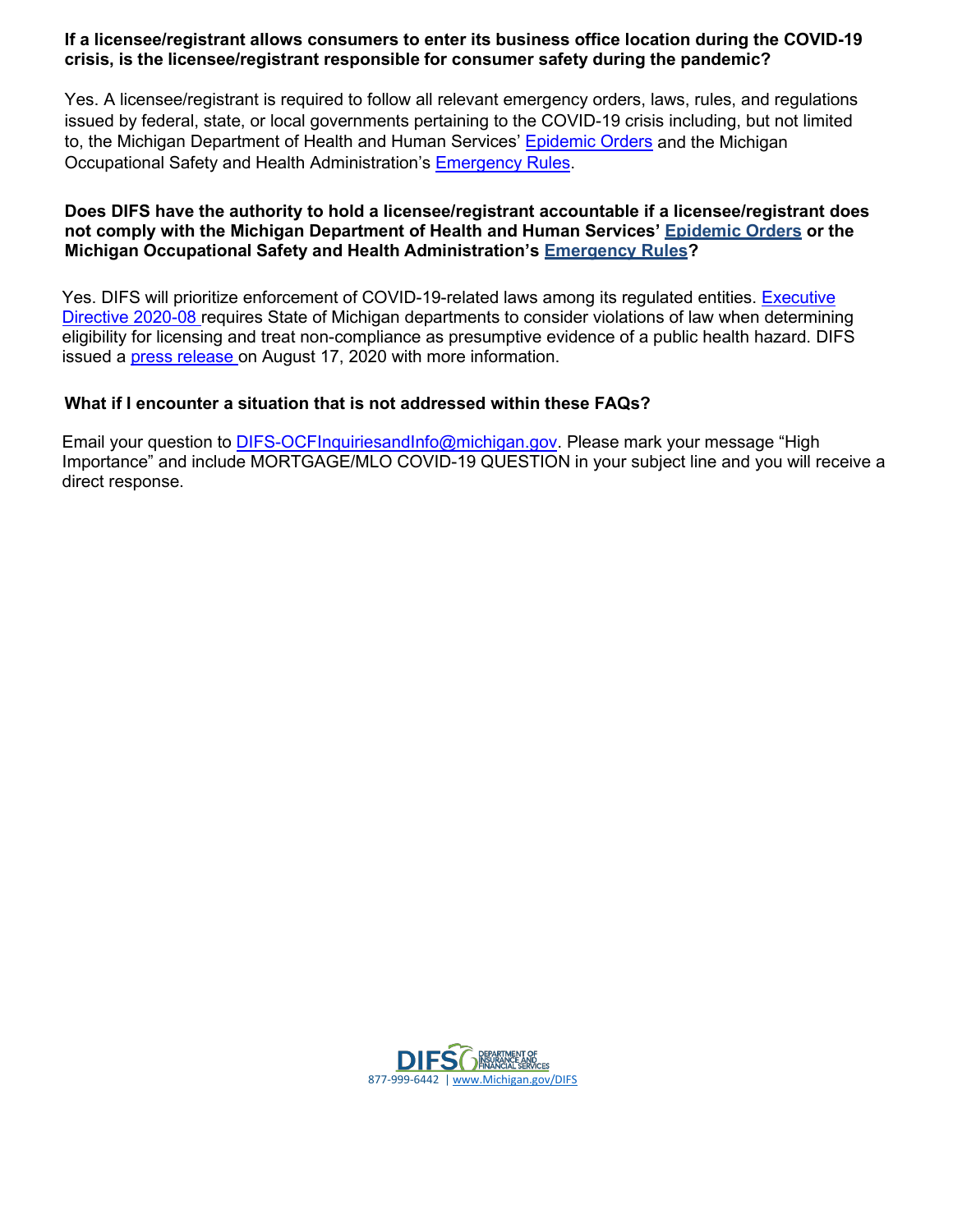**If a licensee/registrant allows consumers to enter its business office location during the COVID-19 crisis, is the licensee/registrant responsible for consumer safety during the pandemic?**

Yes. A licensee/registrant is required to follow all relevant emergency orders, laws, rules, and regulations issued by federal, state, or local governments pertaining to the COVID-19 crisis including, but not limited to, the Michigan Department of Health and Human Services' Epidemic Orders and the Michigan Occupational Safety and Health Administration's Emergency Rules.

**Does DIFS have the authority to hold a licensee/registrant accountable if a licensee/registrant does not comply with the Michigan Department of Health and Human Services' Epidemic Orders or the Michigan Occupational Safety and Health Administration's Emergency Rules?**

Yes. DIFS will prioritize enforcement of COVID-19-related laws among its regulated entities. Executive Directive 2020-08 requires State of Michigan departments to consider violations of law when determining eligibility for licensing and treat non-compliance as presumptive evidence of a public health hazard. DIFS issued a press release on August 17, 2020 with more information.

**What if I encounter a situation that is not addressed within these FAQs?**

Email your question to DIFS-OCFInquiriesandInfo@michigan.gov. Please mark your message "High Importance" and include MORTGAGE/MLO COVID-19 QUESTION in your subject line and you will receive a direct response.

DIFS DEPARTMENT OF INSURANCE AND FINANCIAL SERVICES
877-999-6442 | www.Michigan.gov/DIFS